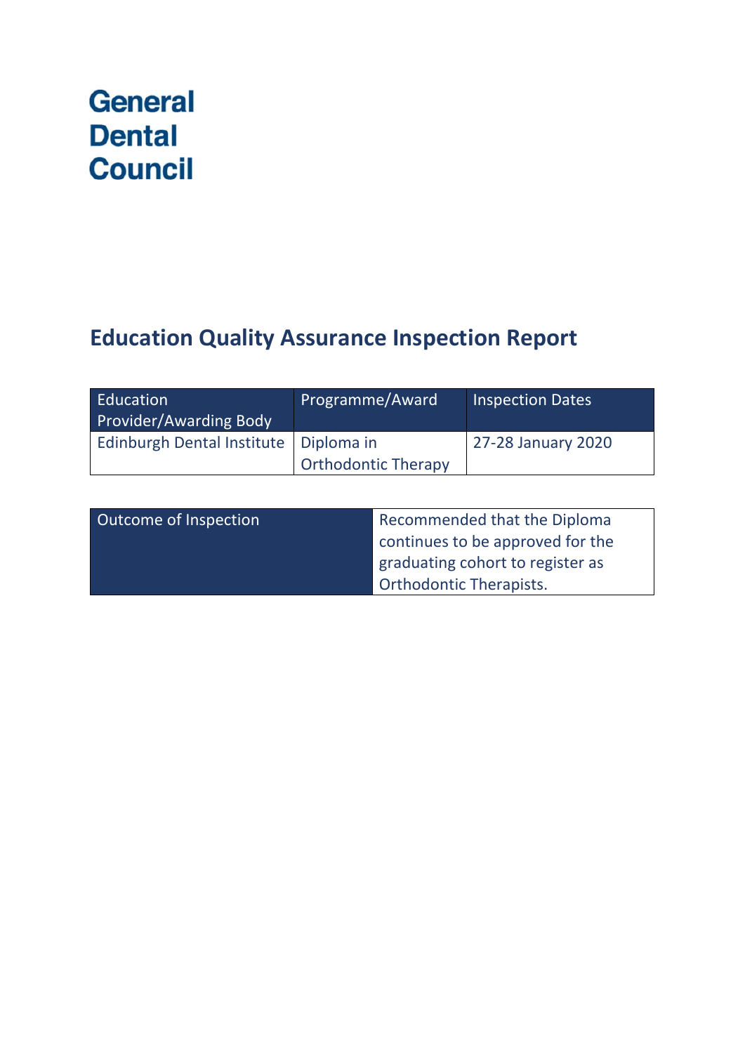**General Dental Council**

# Education Quality Assurance Inspection Report

| Education Provider/Awarding Body | Programme/Award | Inspection Dates |
|---|---|---|
| Edinburgh Dental Institute | Diploma in Orthodontic Therapy | 27-28 January 2020 |

| Outcome of Inspection | Recommended that the Diploma continues to be approved for the graduating cohort to register as Orthodontic Therapists. |
|---|---|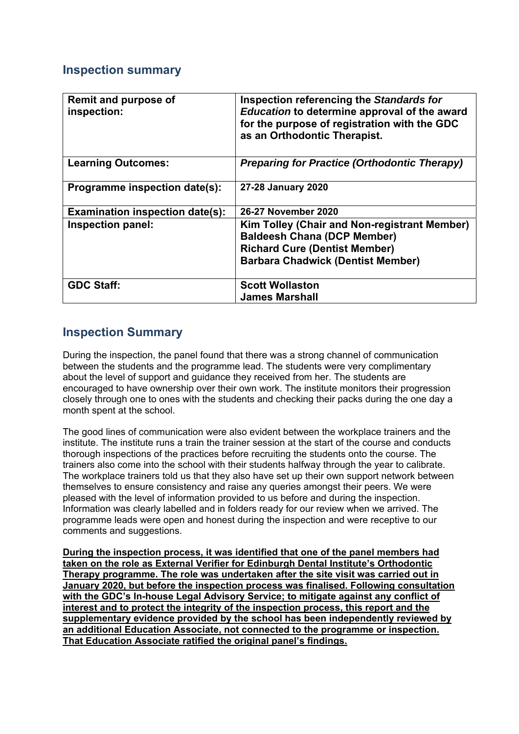## Inspection summary

| Remit and purpose of inspection: | Inspection referencing the *Standards for Education* to determine approval of the award for the purpose of registration with the GDC as an Orthodontic Therapist. |
|---|---|
| **Learning Outcomes:** | ***Preparing for Practice (Orthodontic Therapy)*** |
| **Programme inspection date(s):** | **27-28 January 2020** |
| **Examination inspection date(s):** | **26-27 November 2020** |
| **Inspection panel:** | **Kim Tolley (Chair and Non-registrant Member)**<br>**Baldeesh Chana (DCP Member)**<br>**Richard Cure (Dentist Member)**<br>**Barbara Chadwick (Dentist Member)** |
| **GDC Staff:** | **Scott Wollaston**<br>**James Marshall** |

## Inspection Summary

During the inspection, the panel found that there was a strong channel of communication between the students and the programme lead. The students were very complimentary about the level of support and guidance they received from her. The students are encouraged to have ownership over their own work. The institute monitors their progression closely through one to ones with the students and checking their packs during the one day a month spent at the school.

The good lines of communication were also evident between the workplace trainers and the institute. The institute runs a train the trainer session at the start of the course and conducts thorough inspections of the practices before recruiting the students onto the course. The trainers also come into the school with their students halfway through the year to calibrate. The workplace trainers told us that they also have set up their own support network between themselves to ensure consistency and raise any queries amongst their peers. We were pleased with the level of information provided to us before and during the inspection. Information was clearly labelled and in folders ready for our review when we arrived. The programme leads were open and honest during the inspection and were receptive to our comments and suggestions.

**During the inspection process, it was identified that one of the panel members had taken on the role as External Verifier for Edinburgh Dental Institute's Orthodontic Therapy programme. The role was undertaken after the site visit was carried out in January 2020, but before the inspection process was finalised. Following consultation with the GDC's In-house Legal Advisory Service; to mitigate against any conflict of interest and to protect the integrity of the inspection process, this report and the supplementary evidence provided by the school has been independently reviewed by an additional Education Associate, not connected to the programme or inspection. That Education Associate ratified the original panel's findings.**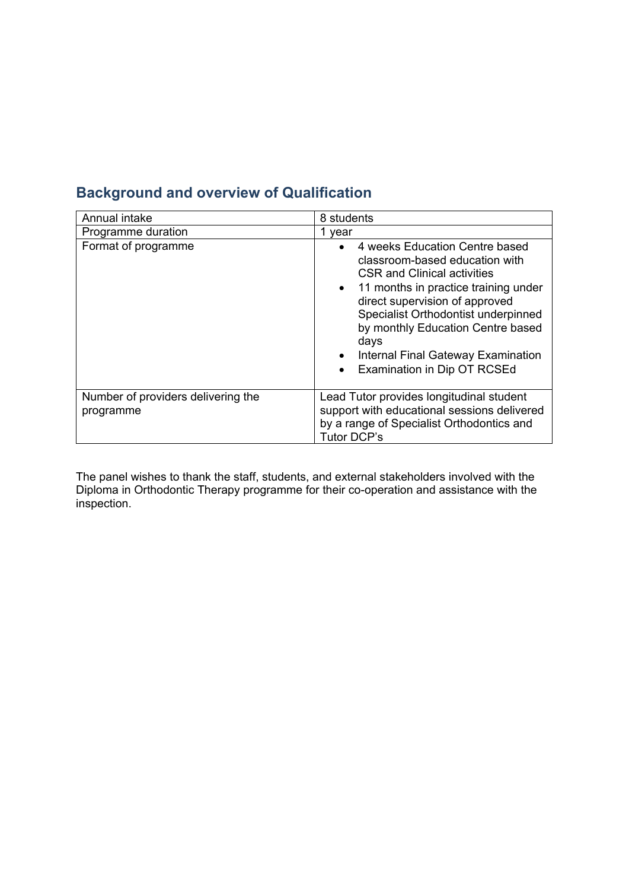## Background and overview of Qualification

| | |
|---|---|
| Annual intake | 8 students |
| Programme duration | 1 year |
| Format of programme | • 4 weeks Education Centre based classroom-based education with CSR and Clinical activities<br>• 11 months in practice training under direct supervision of approved Specialist Orthodontist underpinned by monthly Education Centre based days<br>• Internal Final Gateway Examination<br>• Examination in Dip OT RCSEd |
| Number of providers delivering the programme | Lead Tutor provides longitudinal student support with educational sessions delivered by a range of Specialist Orthodontics and Tutor DCP's |

The panel wishes to thank the staff, students, and external stakeholders involved with the Diploma in Orthodontic Therapy programme for their co-operation and assistance with the inspection.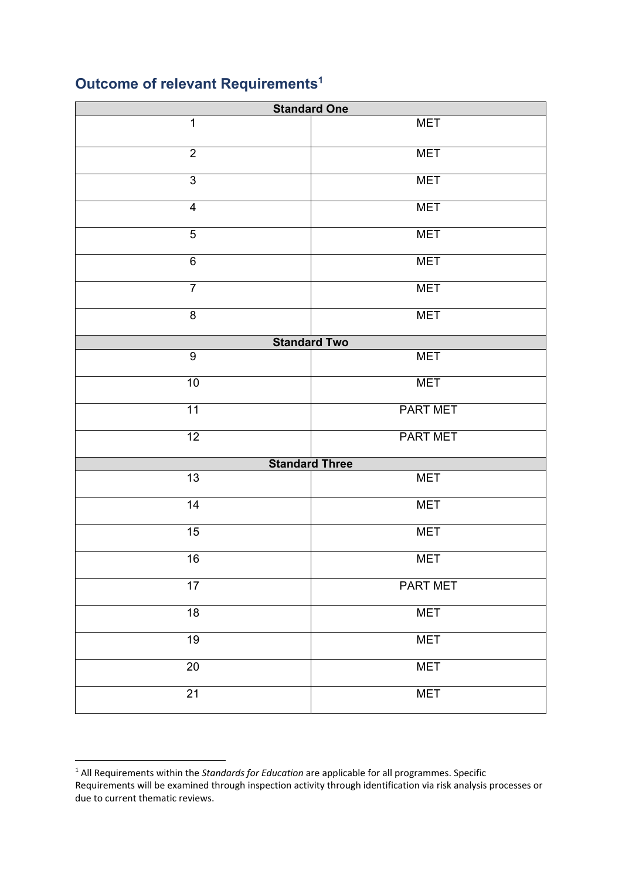## Outcome of relevant Requirements[1]

| Standard One | |
|---|---|
| 1 | MET |
| 2 | MET |
| 3 | MET |
| 4 | MET |
| 5 | MET |
| 6 | MET |
| 7 | MET |
| 8 | MET |
| **Standard Two** | |
| 9 | MET |
| 10 | MET |
| 11 | PART MET |
| 12 | PART MET |
| **Standard Three** | |
| 13 | MET |
| 14 | MET |
| 15 | MET |
| 16 | MET |
| 17 | PART MET |
| 18 | MET |
| 19 | MET |
| 20 | MET |
| 21 | MET |

[1] All Requirements within the *Standards for Education* are applicable for all programmes. Specific Requirements will be examined through inspection activity through identification via risk analysis processes or due to current thematic reviews.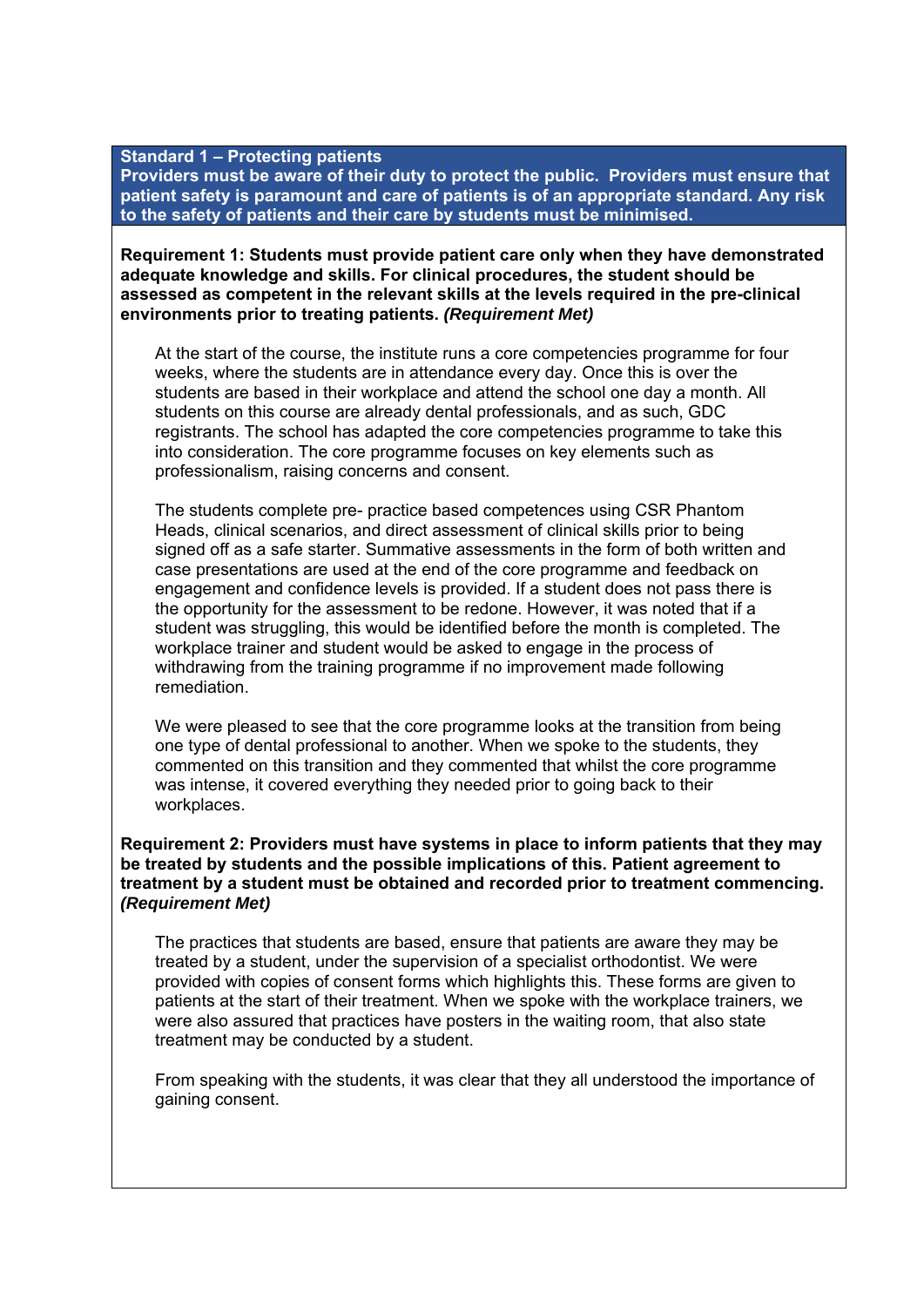**Standard 1 – Protecting patients**
**Providers must be aware of their duty to protect the public. Providers must ensure that patient safety is paramount and care of patients is of an appropriate standard. Any risk to the safety of patients and their care by students must be minimised.**

**Requirement 1: Students must provide patient care only when they have demonstrated adequate knowledge and skills. For clinical procedures, the student should be assessed as competent in the relevant skills at the levels required in the pre-clinical environments prior to treating patients. *(Requirement Met)***

At the start of the course, the institute runs a core competencies programme for four weeks, where the students are in attendance every day. Once this is over the students are based in their workplace and attend the school one day a month. All students on this course are already dental professionals, and as such, GDC registrants. The school has adapted the core competencies programme to take this into consideration. The core programme focuses on key elements such as professionalism, raising concerns and consent.

The students complete pre- practice based competences using CSR Phantom Heads, clinical scenarios, and direct assessment of clinical skills prior to being signed off as a safe starter. Summative assessments in the form of both written and case presentations are used at the end of the core programme and feedback on engagement and confidence levels is provided. If a student does not pass there is the opportunity for the assessment to be redone. However, it was noted that if a student was struggling, this would be identified before the month is completed. The workplace trainer and student would be asked to engage in the process of withdrawing from the training programme if no improvement made following remediation.

We were pleased to see that the core programme looks at the transition from being one type of dental professional to another. When we spoke to the students, they commented on this transition and they commented that whilst the core programme was intense, it covered everything they needed prior to going back to their workplaces.

**Requirement 2: Providers must have systems in place to inform patients that they may be treated by students and the possible implications of this. Patient agreement to treatment by a student must be obtained and recorded prior to treatment commencing. *(Requirement Met)***

The practices that students are based, ensure that patients are aware they may be treated by a student, under the supervision of a specialist orthodontist. We were provided with copies of consent forms which highlights this. These forms are given to patients at the start of their treatment. When we spoke with the workplace trainers, we were also assured that practices have posters in the waiting room, that also state treatment may be conducted by a student.

From speaking with the students, it was clear that they all understood the importance of gaining consent.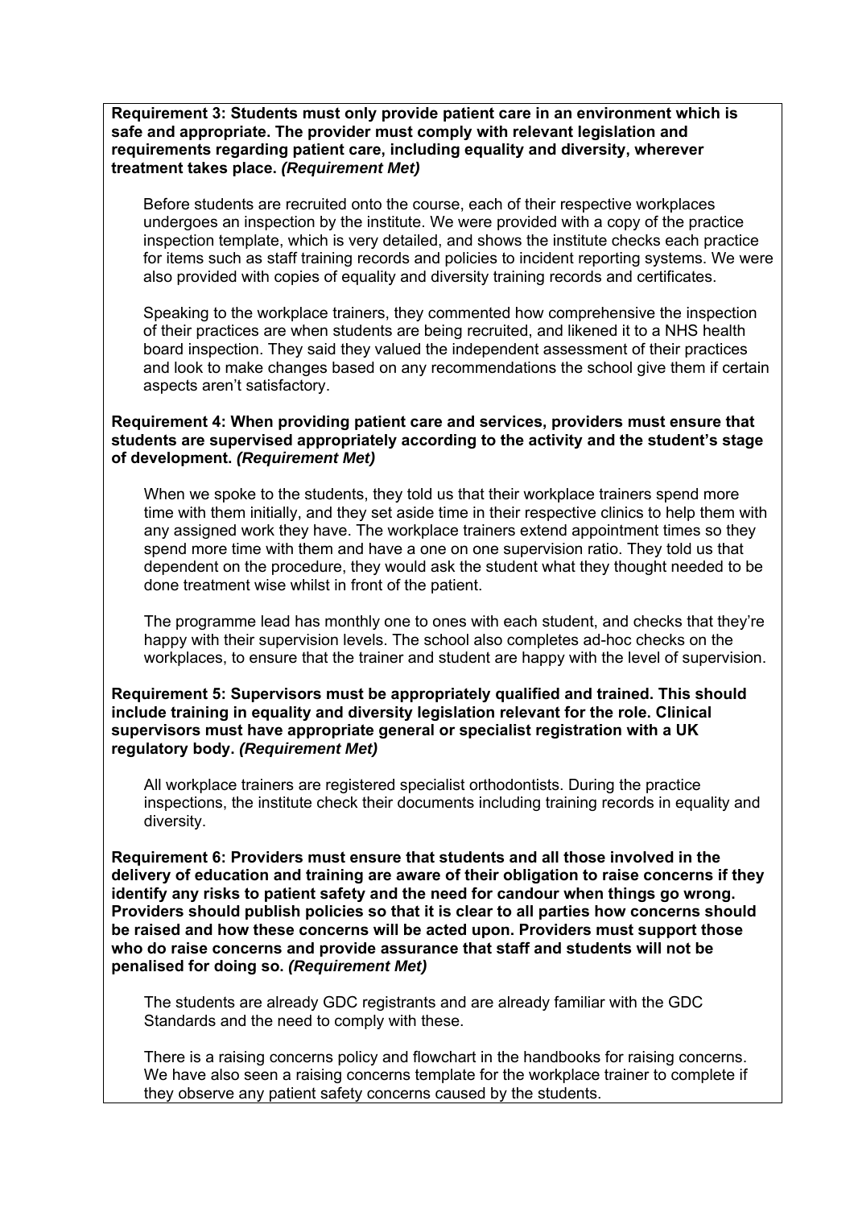**Requirement 3: Students must only provide patient care in an environment which is safe and appropriate. The provider must comply with relevant legislation and requirements regarding patient care, including equality and diversity, wherever treatment takes place.** ***(Requirement Met)***

Before students are recruited onto the course, each of their respective workplaces undergoes an inspection by the institute. We were provided with a copy of the practice inspection template, which is very detailed, and shows the institute checks each practice for items such as staff training records and policies to incident reporting systems. We were also provided with copies of equality and diversity training records and certificates.

Speaking to the workplace trainers, they commented how comprehensive the inspection of their practices are when students are being recruited, and likened it to a NHS health board inspection. They said they valued the independent assessment of their practices and look to make changes based on any recommendations the school give them if certain aspects aren't satisfactory.

**Requirement 4: When providing patient care and services, providers must ensure that students are supervised appropriately according to the activity and the student's stage of development.** ***(Requirement Met)***

When we spoke to the students, they told us that their workplace trainers spend more time with them initially, and they set aside time in their respective clinics to help them with any assigned work they have. The workplace trainers extend appointment times so they spend more time with them and have a one on one supervision ratio. They told us that dependent on the procedure, they would ask the student what they thought needed to be done treatment wise whilst in front of the patient.

The programme lead has monthly one to ones with each student, and checks that they're happy with their supervision levels. The school also completes ad-hoc checks on the workplaces, to ensure that the trainer and student are happy with the level of supervision.

**Requirement 5: Supervisors must be appropriately qualified and trained. This should include training in equality and diversity legislation relevant for the role. Clinical supervisors must have appropriate general or specialist registration with a UK regulatory body.** ***(Requirement Met)***

All workplace trainers are registered specialist orthodontists. During the practice inspections, the institute check their documents including training records in equality and diversity.

**Requirement 6: Providers must ensure that students and all those involved in the delivery of education and training are aware of their obligation to raise concerns if they identify any risks to patient safety and the need for candour when things go wrong. Providers should publish policies so that it is clear to all parties how concerns should be raised and how these concerns will be acted upon. Providers must support those who do raise concerns and provide assurance that staff and students will not be penalised for doing so.** ***(Requirement Met)***

The students are already GDC registrants and are already familiar with the GDC Standards and the need to comply with these.

There is a raising concerns policy and flowchart in the handbooks for raising concerns. We have also seen a raising concerns template for the workplace trainer to complete if they observe any patient safety concerns caused by the students.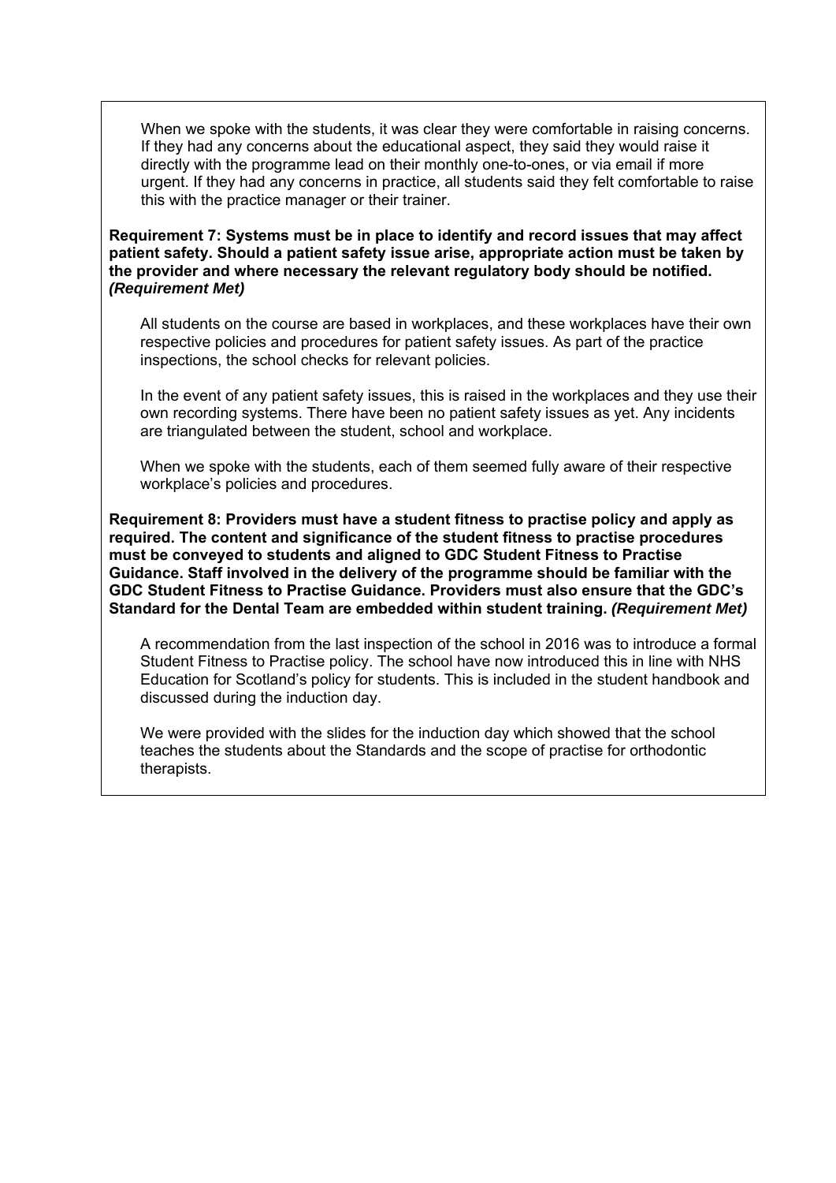When we spoke with the students, it was clear they were comfortable in raising concerns. If they had any concerns about the educational aspect, they said they would raise it directly with the programme lead on their monthly one-to-ones, or via email if more urgent. If they had any concerns in practice, all students said they felt comfortable to raise this with the practice manager or their trainer.

**Requirement 7: Systems must be in place to identify and record issues that may affect patient safety. Should a patient safety issue arise, appropriate action must be taken by the provider and where necessary the relevant regulatory body should be notified.** ***(Requirement Met)***

All students on the course are based in workplaces, and these workplaces have their own respective policies and procedures for patient safety issues. As part of the practice inspections, the school checks for relevant policies.

In the event of any patient safety issues, this is raised in the workplaces and they use their own recording systems. There have been no patient safety issues as yet. Any incidents are triangulated between the student, school and workplace.

When we spoke with the students, each of them seemed fully aware of their respective workplace's policies and procedures.

**Requirement 8: Providers must have a student fitness to practise policy and apply as required. The content and significance of the student fitness to practise procedures must be conveyed to students and aligned to GDC Student Fitness to Practise Guidance. Staff involved in the delivery of the programme should be familiar with the GDC Student Fitness to Practise Guidance. Providers must also ensure that the GDC's Standard for the Dental Team are embedded within student training.** ***(Requirement Met)***

A recommendation from the last inspection of the school in 2016 was to introduce a formal Student Fitness to Practise policy. The school have now introduced this in line with NHS Education for Scotland's policy for students. This is included in the student handbook and discussed during the induction day.

We were provided with the slides for the induction day which showed that the school teaches the students about the Standards and the scope of practise for orthodontic therapists.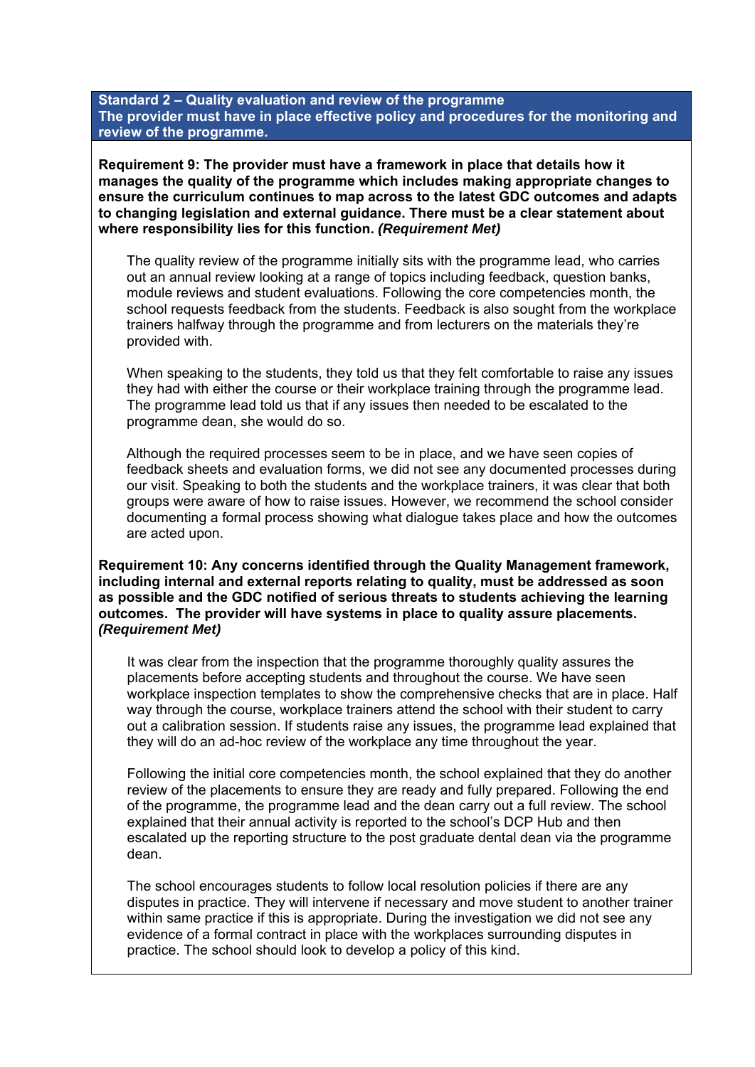**Standard 2 – Quality evaluation and review of the programme**
**The provider must have in place effective policy and procedures for the monitoring and review of the programme.**

**Requirement 9: The provider must have a framework in place that details how it manages the quality of the programme which includes making appropriate changes to ensure the curriculum continues to map across to the latest GDC outcomes and adapts to changing legislation and external guidance. There must be a clear statement about where responsibility lies for this function. *(Requirement Met)***

The quality review of the programme initially sits with the programme lead, who carries out an annual review looking at a range of topics including feedback, question banks, module reviews and student evaluations. Following the core competencies month, the school requests feedback from the students. Feedback is also sought from the workplace trainers halfway through the programme and from lecturers on the materials they're provided with.

When speaking to the students, they told us that they felt comfortable to raise any issues they had with either the course or their workplace training through the programme lead. The programme lead told us that if any issues then needed to be escalated to the programme dean, she would do so.

Although the required processes seem to be in place, and we have seen copies of feedback sheets and evaluation forms, we did not see any documented processes during our visit. Speaking to both the students and the workplace trainers, it was clear that both groups were aware of how to raise issues. However, we recommend the school consider documenting a formal process showing what dialogue takes place and how the outcomes are acted upon.

**Requirement 10: Any concerns identified through the Quality Management framework, including internal and external reports relating to quality, must be addressed as soon as possible and the GDC notified of serious threats to students achieving the learning outcomes. The provider will have systems in place to quality assure placements. *(Requirement Met)***

It was clear from the inspection that the programme thoroughly quality assures the placements before accepting students and throughout the course. We have seen workplace inspection templates to show the comprehensive checks that are in place. Half way through the course, workplace trainers attend the school with their student to carry out a calibration session. If students raise any issues, the programme lead explained that they will do an ad-hoc review of the workplace any time throughout the year.

Following the initial core competencies month, the school explained that they do another review of the placements to ensure they are ready and fully prepared. Following the end of the programme, the programme lead and the dean carry out a full review. The school explained that their annual activity is reported to the school's DCP Hub and then escalated up the reporting structure to the post graduate dental dean via the programme dean.

The school encourages students to follow local resolution policies if there are any disputes in practice. They will intervene if necessary and move student to another trainer within same practice if this is appropriate. During the investigation we did not see any evidence of a formal contract in place with the workplaces surrounding disputes in practice. The school should look to develop a policy of this kind.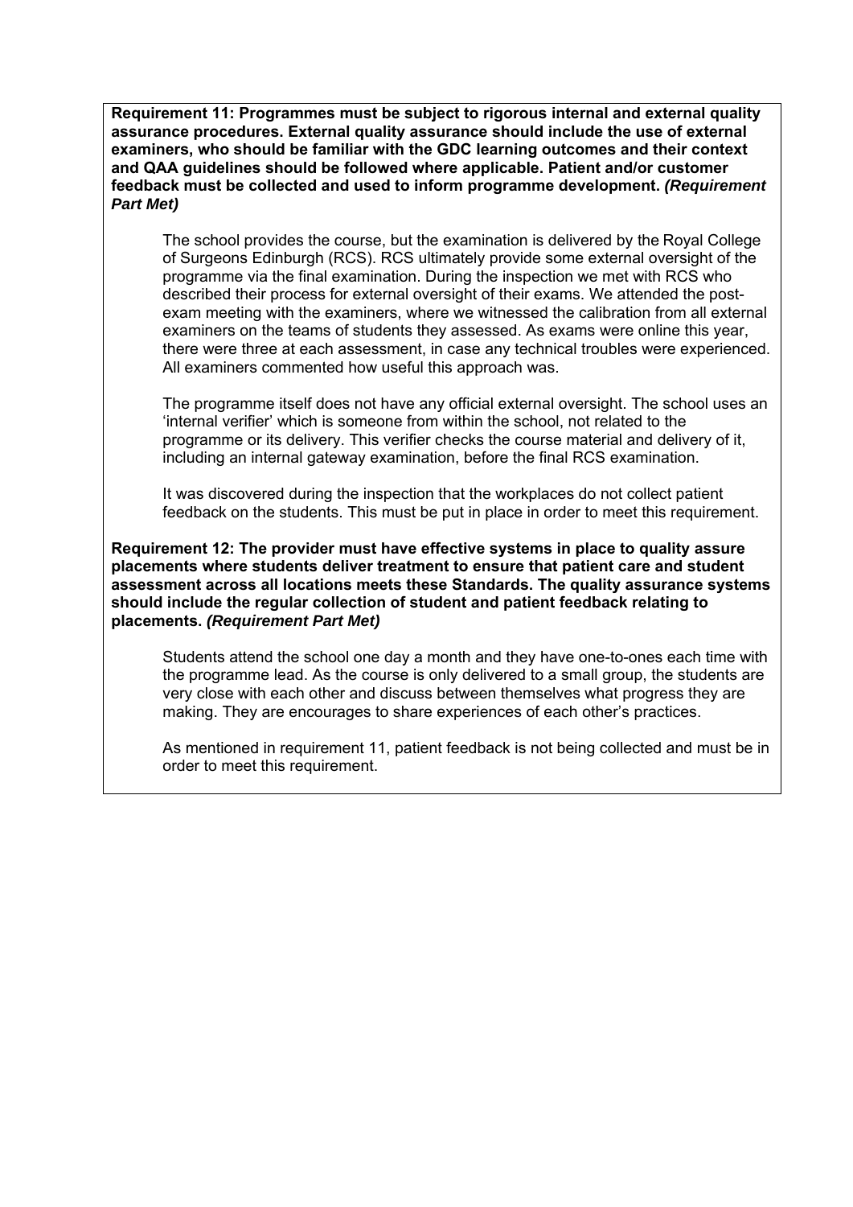**Requirement 11: Programmes must be subject to rigorous internal and external quality assurance procedures. External quality assurance should include the use of external examiners, who should be familiar with the GDC learning outcomes and their context and QAA guidelines should be followed where applicable. Patient and/or customer feedback must be collected and used to inform programme development. *(Requirement Part Met)***

The school provides the course, but the examination is delivered by the Royal College of Surgeons Edinburgh (RCS). RCS ultimately provide some external oversight of the programme via the final examination. During the inspection we met with RCS who described their process for external oversight of their exams. We attended the post-exam meeting with the examiners, where we witnessed the calibration from all external examiners on the teams of students they assessed. As exams were online this year, there were three at each assessment, in case any technical troubles were experienced. All examiners commented how useful this approach was.

The programme itself does not have any official external oversight. The school uses an 'internal verifier' which is someone from within the school, not related to the programme or its delivery. This verifier checks the course material and delivery of it, including an internal gateway examination, before the final RCS examination.

It was discovered during the inspection that the workplaces do not collect patient feedback on the students. This must be put in place in order to meet this requirement.

**Requirement 12: The provider must have effective systems in place to quality assure placements where students deliver treatment to ensure that patient care and student assessment across all locations meets these Standards. The quality assurance systems should include the regular collection of student and patient feedback relating to placements. *(Requirement Part Met)***

Students attend the school one day a month and they have one-to-ones each time with the programme lead. As the course is only delivered to a small group, the students are very close with each other and discuss between themselves what progress they are making. They are encourages to share experiences of each other's practices.

As mentioned in requirement 11, patient feedback is not being collected and must be in order to meet this requirement.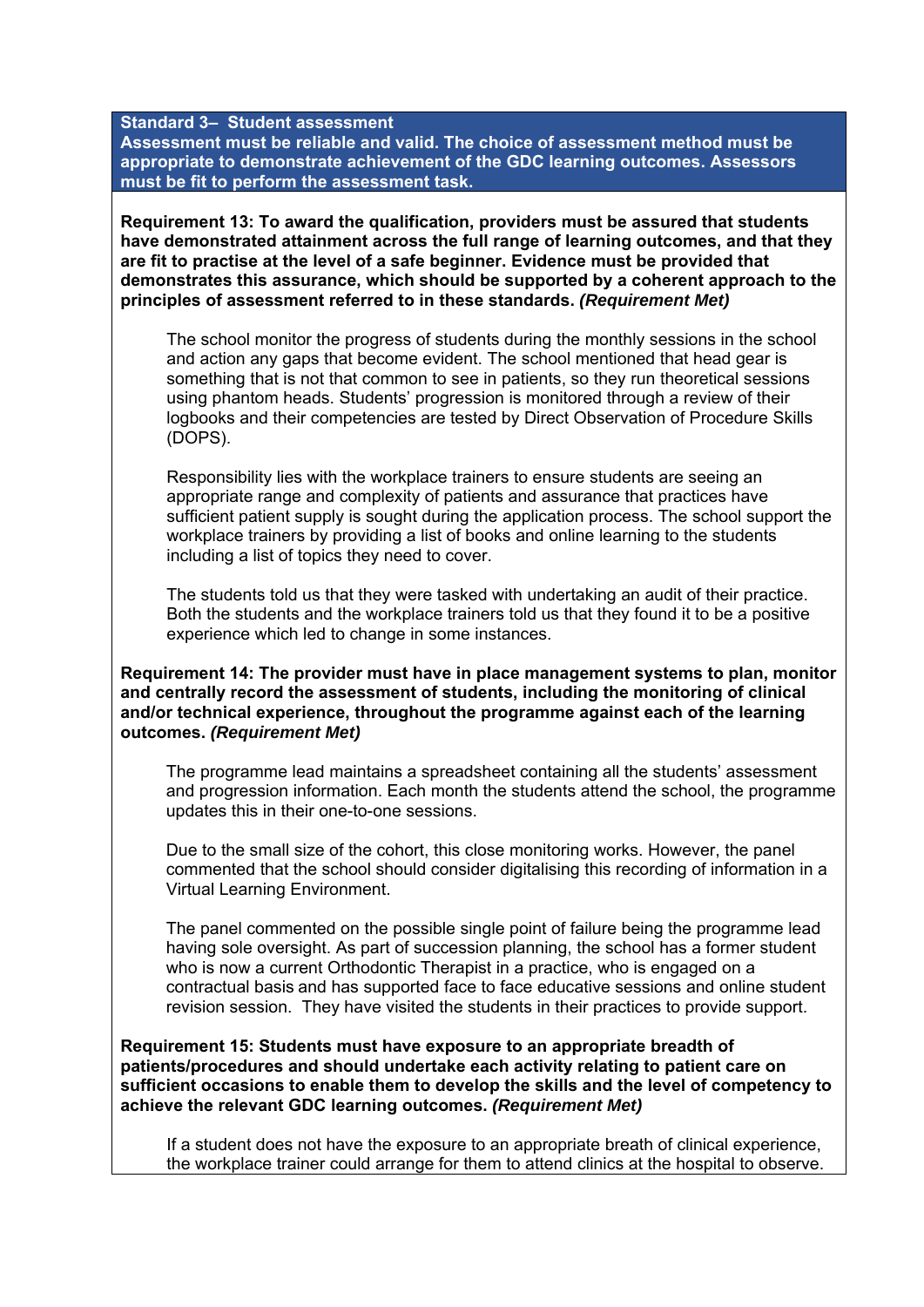**Standard 3– Student assessment**
**Assessment must be reliable and valid. The choice of assessment method must be appropriate to demonstrate achievement of the GDC learning outcomes. Assessors must be fit to perform the assessment task.**

**Requirement 13: To award the qualification, providers must be assured that students have demonstrated attainment across the full range of learning outcomes, and that they are fit to practise at the level of a safe beginner. Evidence must be provided that demonstrates this assurance, which should be supported by a coherent approach to the principles of assessment referred to in these standards.** ***(Requirement Met)***

The school monitor the progress of students during the monthly sessions in the school and action any gaps that become evident. The school mentioned that head gear is something that is not that common to see in patients, so they run theoretical sessions using phantom heads. Students' progression is monitored through a review of their logbooks and their competencies are tested by Direct Observation of Procedure Skills (DOPS).

Responsibility lies with the workplace trainers to ensure students are seeing an appropriate range and complexity of patients and assurance that practices have sufficient patient supply is sought during the application process. The school support the workplace trainers by providing a list of books and online learning to the students including a list of topics they need to cover.

The students told us that they were tasked with undertaking an audit of their practice. Both the students and the workplace trainers told us that they found it to be a positive experience which led to change in some instances.

**Requirement 14: The provider must have in place management systems to plan, monitor and centrally record the assessment of students, including the monitoring of clinical and/or technical experience, throughout the programme against each of the learning outcomes.** ***(Requirement Met)***

The programme lead maintains a spreadsheet containing all the students' assessment and progression information. Each month the students attend the school, the programme updates this in their one-to-one sessions.

Due to the small size of the cohort, this close monitoring works. However, the panel commented that the school should consider digitalising this recording of information in a Virtual Learning Environment.

The panel commented on the possible single point of failure being the programme lead having sole oversight. As part of succession planning, the school has a former student who is now a current Orthodontic Therapist in a practice, who is engaged on a contractual basis and has supported face to face educative sessions and online student revision session. They have visited the students in their practices to provide support.

**Requirement 15: Students must have exposure to an appropriate breadth of patients/procedures and should undertake each activity relating to patient care on sufficient occasions to enable them to develop the skills and the level of competency to achieve the relevant GDC learning outcomes.** ***(Requirement Met)***

If a student does not have the exposure to an appropriate breath of clinical experience, the workplace trainer could arrange for them to attend clinics at the hospital to observe.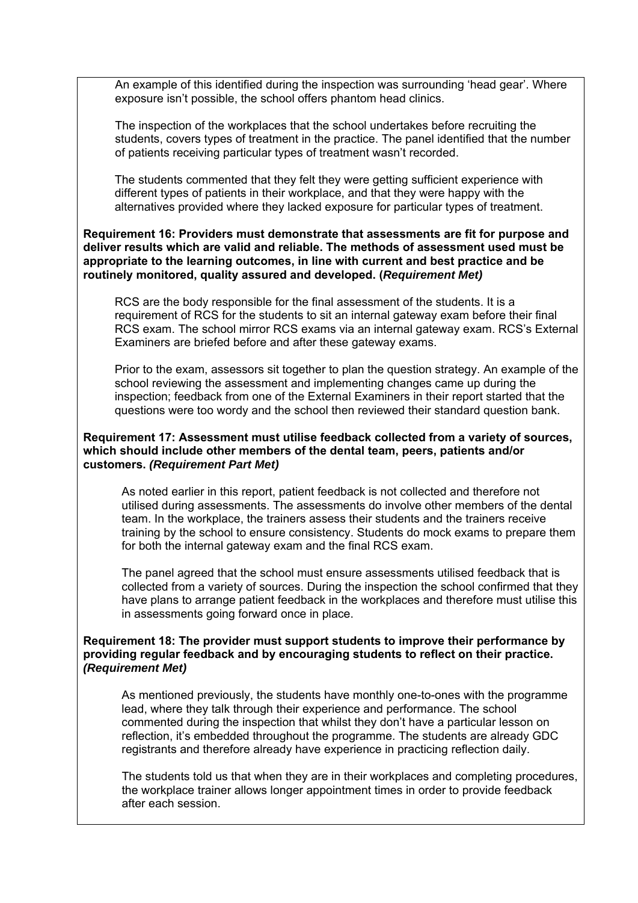An example of this identified during the inspection was surrounding 'head gear'. Where exposure isn't possible, the school offers phantom head clinics.

The inspection of the workplaces that the school undertakes before recruiting the students, covers types of treatment in the practice. The panel identified that the number of patients receiving particular types of treatment wasn't recorded.

The students commented that they felt they were getting sufficient experience with different types of patients in their workplace, and that they were happy with the alternatives provided where they lacked exposure for particular types of treatment.

**Requirement 16: Providers must demonstrate that assessments are fit for purpose and deliver results which are valid and reliable. The methods of assessment used must be appropriate to the learning outcomes, in line with current and best practice and be routinely monitored, quality assured and developed. (*Requirement Met)***

RCS are the body responsible for the final assessment of the students. It is a requirement of RCS for the students to sit an internal gateway exam before their final RCS exam. The school mirror RCS exams via an internal gateway exam. RCS's External Examiners are briefed before and after these gateway exams.

Prior to the exam, assessors sit together to plan the question strategy. An example of the school reviewing the assessment and implementing changes came up during the inspection; feedback from one of the External Examiners in their report started that the questions were too wordy and the school then reviewed their standard question bank.

**Requirement 17: Assessment must utilise feedback collected from a variety of sources, which should include other members of the dental team, peers, patients and/or customers. *(Requirement Part Met)***

As noted earlier in this report, patient feedback is not collected and therefore not utilised during assessments. The assessments do involve other members of the dental team. In the workplace, the trainers assess their students and the trainers receive training by the school to ensure consistency. Students do mock exams to prepare them for both the internal gateway exam and the final RCS exam.

The panel agreed that the school must ensure assessments utilised feedback that is collected from a variety of sources. During the inspection the school confirmed that they have plans to arrange patient feedback in the workplaces and therefore must utilise this in assessments going forward once in place.

**Requirement 18: The provider must support students to improve their performance by providing regular feedback and by encouraging students to reflect on their practice. *(Requirement Met)***

As mentioned previously, the students have monthly one-to-ones with the programme lead, where they talk through their experience and performance. The school commented during the inspection that whilst they don't have a particular lesson on reflection, it's embedded throughout the programme. The students are already GDC registrants and therefore already have experience in practicing reflection daily.

The students told us that when they are in their workplaces and completing procedures, the workplace trainer allows longer appointment times in order to provide feedback after each session.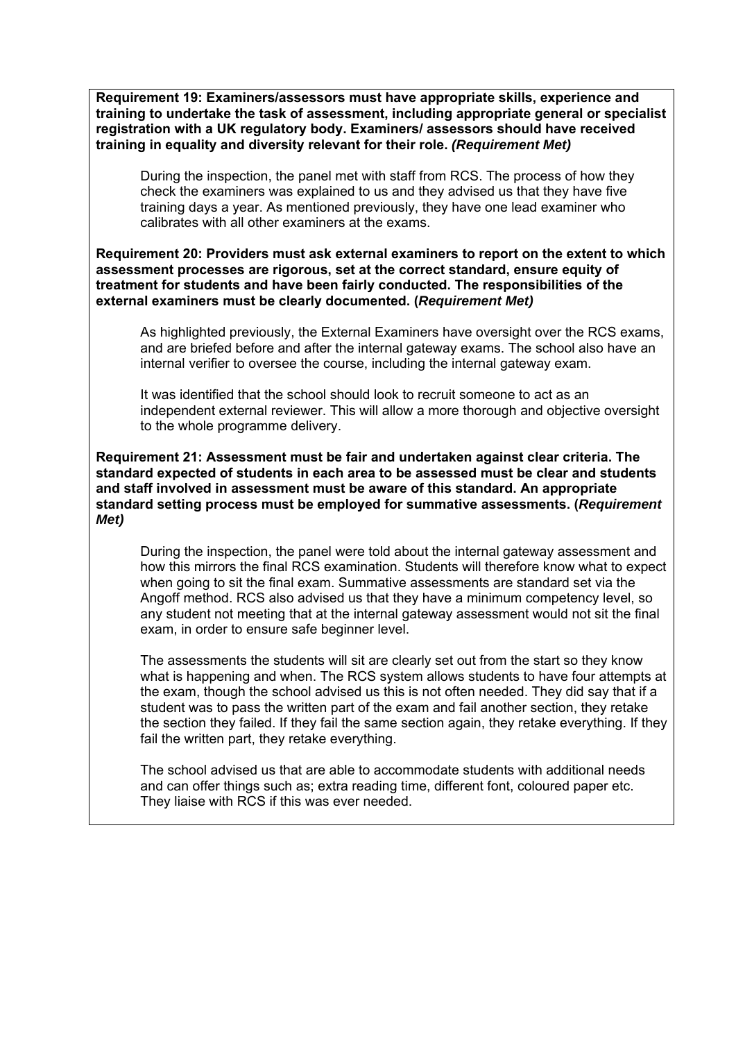**Requirement 19: Examiners/assessors must have appropriate skills, experience and training to undertake the task of assessment, including appropriate general or specialist registration with a UK regulatory body. Examiners/ assessors should have received training in equality and diversity relevant for their role. *(Requirement Met)***

During the inspection, the panel met with staff from RCS. The process of how they check the examiners was explained to us and they advised us that they have five training days a year. As mentioned previously, they have one lead examiner who calibrates with all other examiners at the exams.

**Requirement 20: Providers must ask external examiners to report on the extent to which assessment processes are rigorous, set at the correct standard, ensure equity of treatment for students and have been fairly conducted. The responsibilities of the external examiners must be clearly documented. (*Requirement Met)***

As highlighted previously, the External Examiners have oversight over the RCS exams, and are briefed before and after the internal gateway exams. The school also have an internal verifier to oversee the course, including the internal gateway exam.

It was identified that the school should look to recruit someone to act as an independent external reviewer. This will allow a more thorough and objective oversight to the whole programme delivery.

**Requirement 21: Assessment must be fair and undertaken against clear criteria. The standard expected of students in each area to be assessed must be clear and students and staff involved in assessment must be aware of this standard. An appropriate standard setting process must be employed for summative assessments. (*Requirement Met)***

During the inspection, the panel were told about the internal gateway assessment and how this mirrors the final RCS examination. Students will therefore know what to expect when going to sit the final exam. Summative assessments are standard set via the Angoff method. RCS also advised us that they have a minimum competency level, so any student not meeting that at the internal gateway assessment would not sit the final exam, in order to ensure safe beginner level.

The assessments the students will sit are clearly set out from the start so they know what is happening and when. The RCS system allows students to have four attempts at the exam, though the school advised us this is not often needed. They did say that if a student was to pass the written part of the exam and fail another section, they retake the section they failed. If they fail the same section again, they retake everything. If they fail the written part, they retake everything.

The school advised us that are able to accommodate students with additional needs and can offer things such as; extra reading time, different font, coloured paper etc. They liaise with RCS if this was ever needed.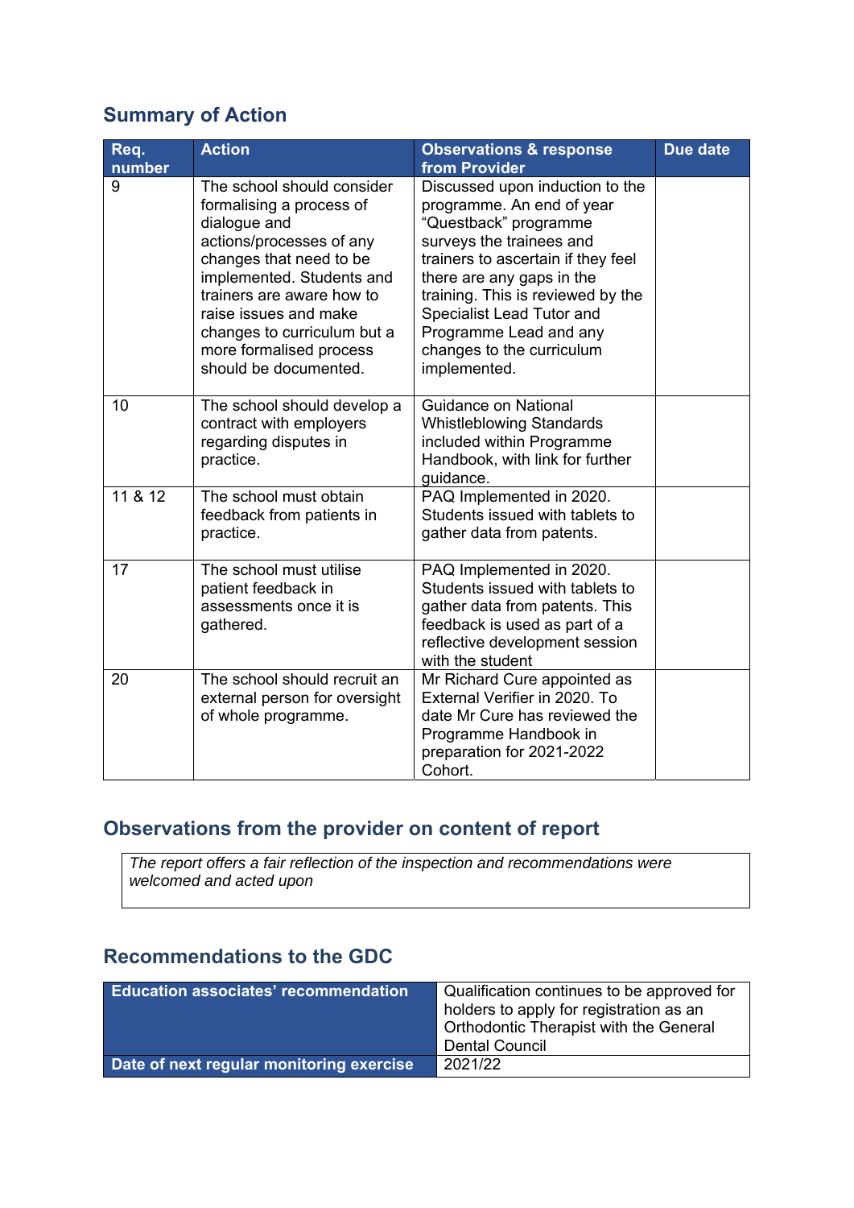## Summary of Action

| Req. number | Action | Observations & response from Provider | Due date |
|---|---|---|---|
| 9 | The school should consider formalising a process of dialogue and actions/processes of any changes that need to be implemented. Students and trainers are aware how to raise issues and make changes to curriculum but a more formalised process should be documented. | Discussed upon induction to the programme. An end of year "Questback" programme surveys the trainees and trainers to ascertain if they feel there are any gaps in the training. This is reviewed by the Specialist Lead Tutor and Programme Lead and any changes to the curriculum implemented. | |
| 10 | The school should develop a contract with employers regarding disputes in practice. | Guidance on National Whistleblowing Standards included within Programme Handbook, with link for further guidance. | |
| 11 & 12 | The school must obtain feedback from patients in practice. | PAQ Implemented in 2020. Students issued with tablets to gather data from patents. | |
| 17 | The school must utilise patient feedback in assessments once it is gathered. | PAQ Implemented in 2020. Students issued with tablets to gather data from patents. This feedback is used as part of a reflective development session with the student | |
| 20 | The school should recruit an external person for oversight of whole programme. | Mr Richard Cure appointed as External Verifier in 2020. To date Mr Cure has reviewed the Programme Handbook in preparation for 2021-2022 Cohort. | |

## Observations from the provider on content of report

*The report offers a fair reflection of the inspection and recommendations were welcomed and acted upon*

## Recommendations to the GDC

| | |
|---|---|
| **Education associates' recommendation** | Qualification continues to be approved for holders to apply for registration as an Orthodontic Therapist with the General Dental Council |
| **Date of next regular monitoring exercise** | 2021/22 |